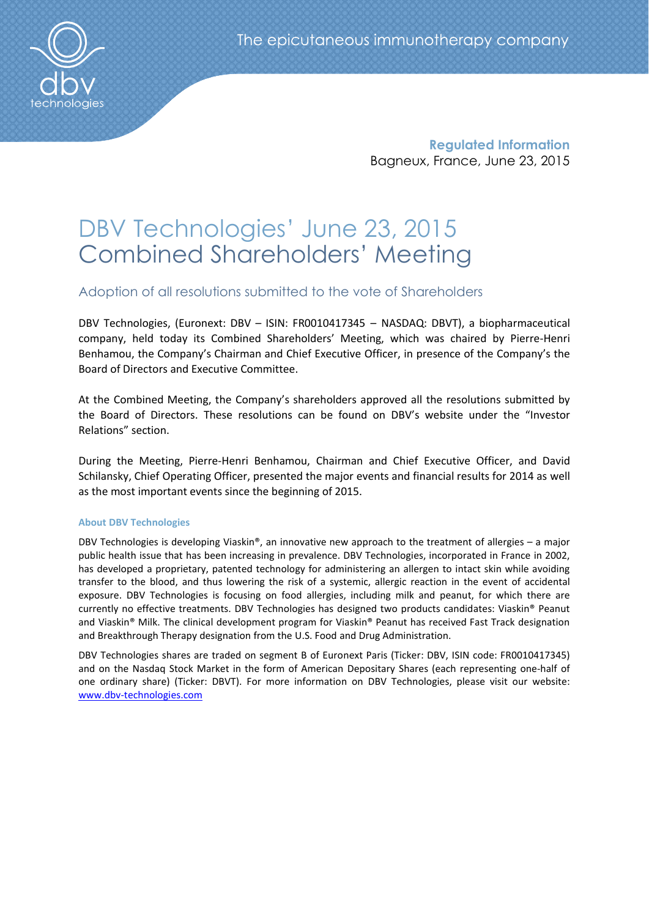The epicutaneous immunotherapy company

**Regulated Information**
Bagneux, France, June 23, 2015

# DBV Technologies' June 23, 2015 Combined Shareholders' Meeting

## Adoption of all resolutions submitted to the vote of Shareholders

DBV Technologies, (Euronext: DBV – ISIN: FR0010417345 – NASDAQ: DBVT), a biopharmaceutical company, held today its Combined Shareholders' Meeting, which was chaired by Pierre-Henri Benhamou, the Company's Chairman and Chief Executive Officer, in presence of the Company's the Board of Directors and Executive Committee.

At the Combined Meeting, the Company's shareholders approved all the resolutions submitted by the Board of Directors. These resolutions can be found on DBV's website under the "Investor Relations" section.

During the Meeting, Pierre-Henri Benhamou, Chairman and Chief Executive Officer, and David Schilansky, Chief Operating Officer, presented the major events and financial results for 2014 as well as the most important events since the beginning of 2015.

### About DBV Technologies

DBV Technologies is developing Viaskin®, an innovative new approach to the treatment of allergies – a major public health issue that has been increasing in prevalence. DBV Technologies, incorporated in France in 2002, has developed a proprietary, patented technology for administering an allergen to intact skin while avoiding transfer to the blood, and thus lowering the risk of a systemic, allergic reaction in the event of accidental exposure. DBV Technologies is focusing on food allergies, including milk and peanut, for which there are currently no effective treatments. DBV Technologies has designed two products candidates: Viaskin® Peanut and Viaskin® Milk. The clinical development program for Viaskin® Peanut has received Fast Track designation and Breakthrough Therapy designation from the U.S. Food and Drug Administration.

DBV Technologies shares are traded on segment B of Euronext Paris (Ticker: DBV, ISIN code: FR0010417345) and on the Nasdaq Stock Market in the form of American Depositary Shares (each representing one-half of one ordinary share) (Ticker: DBVT). For more information on DBV Technologies, please visit our website: www.dbv-technologies.com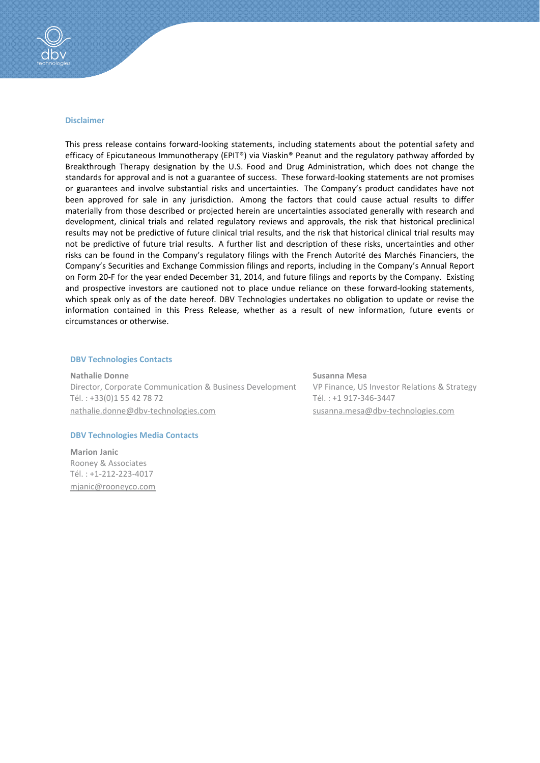### Disclaimer

This press release contains forward-looking statements, including statements about the potential safety and efficacy of Epicutaneous Immunotherapy (EPIT®) via Viaskin® Peanut and the regulatory pathway afforded by Breakthrough Therapy designation by the U.S. Food and Drug Administration, which does not change the standards for approval and is not a guarantee of success. These forward-looking statements are not promises or guarantees and involve substantial risks and uncertainties. The Company's product candidates have not been approved for sale in any jurisdiction. Among the factors that could cause actual results to differ materially from those described or projected herein are uncertainties associated generally with research and development, clinical trials and related regulatory reviews and approvals, the risk that historical preclinical results may not be predictive of future clinical trial results, and the risk that historical clinical trial results may not be predictive of future trial results. A further list and description of these risks, uncertainties and other risks can be found in the Company's regulatory filings with the French Autorité des Marchés Financiers, the Company's Securities and Exchange Commission filings and reports, including in the Company's Annual Report on Form 20-F for the year ended December 31, 2014, and future filings and reports by the Company. Existing and prospective investors are cautioned not to place undue reliance on these forward-looking statements, which speak only as of the date hereof. DBV Technologies undertakes no obligation to update or revise the information contained in this Press Release, whether as a result of new information, future events or circumstances or otherwise.

### DBV Technologies Contacts

**Nathalie Donne**
Director, Corporate Communication & Business Development
Tél. : +33(0)1 55 42 78 72
nathalie.donne@dbv-technologies.com

**Susanna Mesa**
VP Finance, US Investor Relations & Strategy
Tél. : +1 917-346-3447
susanna.mesa@dbv-technologies.com

### DBV Technologies Media Contacts

**Marion Janic**
Rooney & Associates
Tél. : +1-212-223-4017
mjanic@rooneyco.com